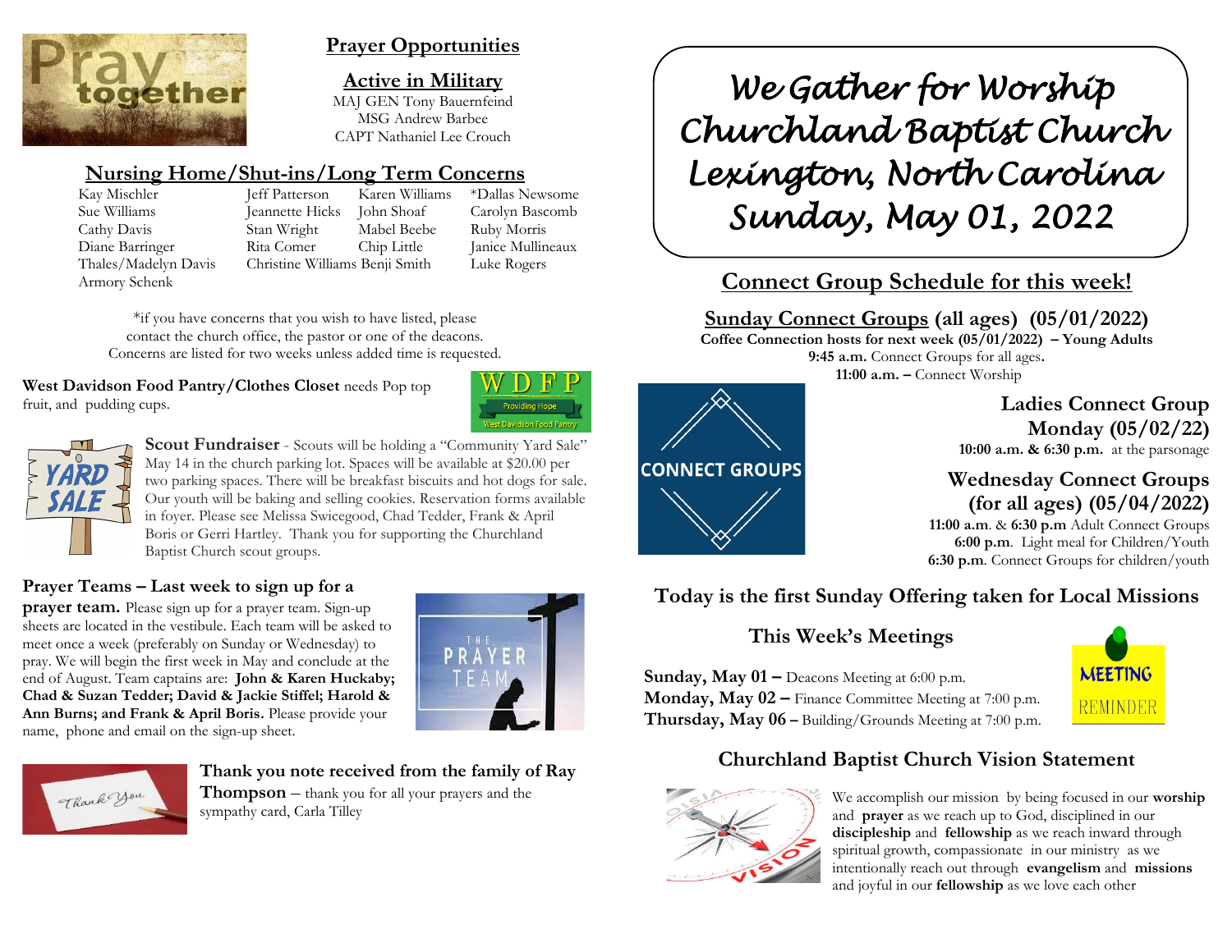## Prayer Opportunities

### Active in Military

MAJ GEN Tony Bauernfeind
MSG Andrew Barbee
CAPT Nathaniel Lee Crouch

### Nursing Home/Shut-ins/Long Term Concerns

| | | | |
|---|---|---|---|
| Kay Mischler | Jeff Patterson | Karen Williams | *Dallas Newsome |
| Sue Williams | Jeannette Hicks | John Shoaf | Carolyn Bascomb |
| Cathy Davis | Stan Wright | Mabel Beebe | Ruby Morris |
| Diane Barringer | Rita Comer | Chip Little | Janice Mullineaux |
| Thales/Madelyn Davis | Christine Williams | Benji Smith | Luke Rogers |
| Armory Schenk | | | |

*if you have concerns that you wish to have listed, please contact the church office, the pastor or one of the deacons. Concerns are listed for two weeks unless added time is requested.

**West Davidson Food Pantry/Clothes Closet** needs Pop top fruit, and pudding cups.

**Scout Fundraiser** - Scouts will be holding a "Community Yard Sale" May 14 in the church parking lot. Spaces will be available at $20.00 per two parking spaces. There will be breakfast biscuits and hot dogs for sale. Our youth will be baking and selling cookies. Reservation forms available in foyer. Please see Melissa Swicegood, Chad Tedder, Frank & April Boris or Gerri Hartley. Thank you for supporting the Churchland Baptist Church scout groups.

**Prayer Teams – Last week to sign up for a prayer team.** Please sign up for a prayer team. Sign-up sheets are located in the vestibule. Each team will be asked to meet once a week (preferably on Sunday or Wednesday) to pray. We will begin the first week in May and conclude at the end of August. Team captains are: **John & Karen Huckaby; Chad & Suzan Tedder; David & Jackie Stiffel; Harold & Ann Burns; and Frank & April Boris.** Please provide your name, phone and email on the sign-up sheet.

**Thank you note received from the family of Ray Thompson** – thank you for all your prayers and the sympathy card, Carla Tilley

# *We Gather for Worship Churchland Baptist Church Lexington, North Carolina Sunday, May 01, 2022*

## Connect Group Schedule for this week!

**Sunday Connect Groups (all ages) (05/01/2022)**
**Coffee Connection hosts for next week (05/01/2022) – Young Adults**
**9:45 a.m.** Connect Groups for all ages.
**11:00 a.m. –** Connect Worship

**Ladies Connect Group Monday (05/02/22)**
**10:00 a.m. & 6:30 p.m.** at the parsonage

**Wednesday Connect Groups (for all ages) (05/04/2022)**
**11:00 a.m**. & **6:30 p.m** Adult Connect Groups
**6:00 p.m**. Light meal for Children/Youth
**6:30 p.m**. Connect Groups for children/youth

### Today is the first Sunday Offering taken for Local Missions

### This Week's Meetings

**Sunday, May 01 –** Deacons Meeting at 6:00 p.m.
**Monday, May 02 –** Finance Committee Meeting at 7:00 p.m.
**Thursday, May 06 –** Building/Grounds Meeting at 7:00 p.m.

### Churchland Baptist Church Vision Statement

We accomplish our mission by being focused in our **worship** and **prayer** as we reach up to God, disciplined in our **discipleship** and **fellowship** as we reach inward through spiritual growth, compassionate in our ministry as we intentionally reach out through **evangelism** and **missions** and joyful in our **fellowship** as we love each other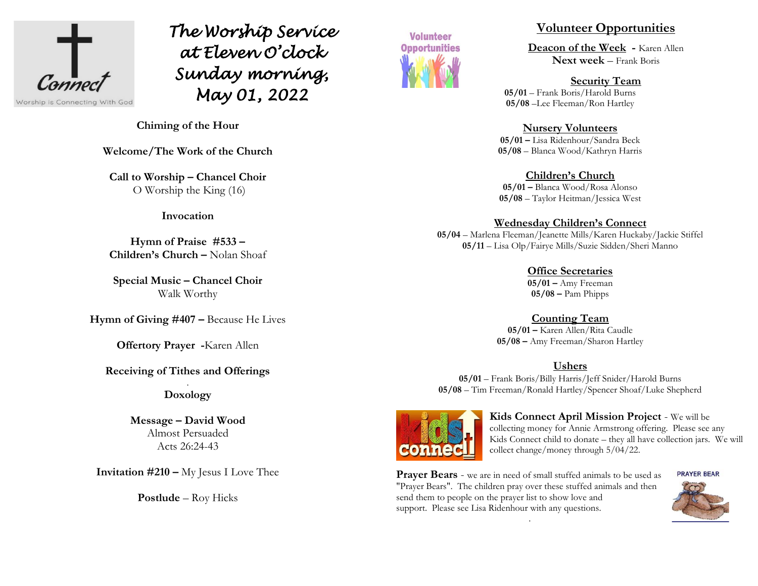# The Worship Service at Eleven O'clock Sunday morning, May 01, 2022

**Chiming of the Hour**

**Welcome/The Work of the Church**

**Call to Worship – Chancel Choir**
O Worship the King (16)

**Invocation**

**Hymn of Praise #533 –**
**Children's Church –** Nolan Shoaf

**Special Music – Chancel Choir**
Walk Worthy

**Hymn of Giving #407 –** Because He Lives

**Offertory Prayer -**Karen Allen

**Receiving of Tithes and Offerings**

**Doxology**

**Message – David Wood**
Almost Persuaded
Acts 26:24-43

**Invitation #210 –** My Jesus I Love Thee

**Postlude** – Roy Hicks

## Volunteer Opportunities

**Deacon of the Week -** Karen Allen
**Next week** – Frank Boris

**Security Team**
**05/01** – Frank Boris/Harold Burns
**05/08** –Lee Fleeman/Ron Hartley

**Nursery Volunteers**
**05/01 –** Lisa Ridenhour/Sandra Beck
**05/08** – Blanca Wood/Kathryn Harris

**Children's Church**
**05/01 –** Blanca Wood/Rosa Alonso
**05/08** – Taylor Heitman/Jessica West

**Wednesday Children's Connect**
**05/04** – Marlena Fleeman/Jeanette Mills/Karen Huckaby/Jackie Stiffel
**05/11** – Lisa Olp/Fairye Mills/Suzie Sidden/Sheri Manno

**Office Secretaries**
**05/01 –** Amy Freeman
**05/08 –** Pam Phipps

**Counting Team**
**05/01 –** Karen Allen/Rita Caudle
**05/08 –** Amy Freeman/Sharon Hartley

**Ushers**
**05/01** – Frank Boris/Billy Harris/Jeff Snider/Harold Burns
**05/08** – Tim Freeman/Ronald Hartley/Spencer Shoaf/Luke Shepherd

**Kids Connect April Mission Project** - We will be collecting money for Annie Armstrong offering. Please see any Kids Connect child to donate – they all have collection jars. We will collect change/money through 5/04/22.

**Prayer Bears** - we are in need of small stuffed animals to be used as "Prayer Bears". The children pray over these stuffed animals and then send them to people on the prayer list to show love and support. Please see Lisa Ridenhour with any questions.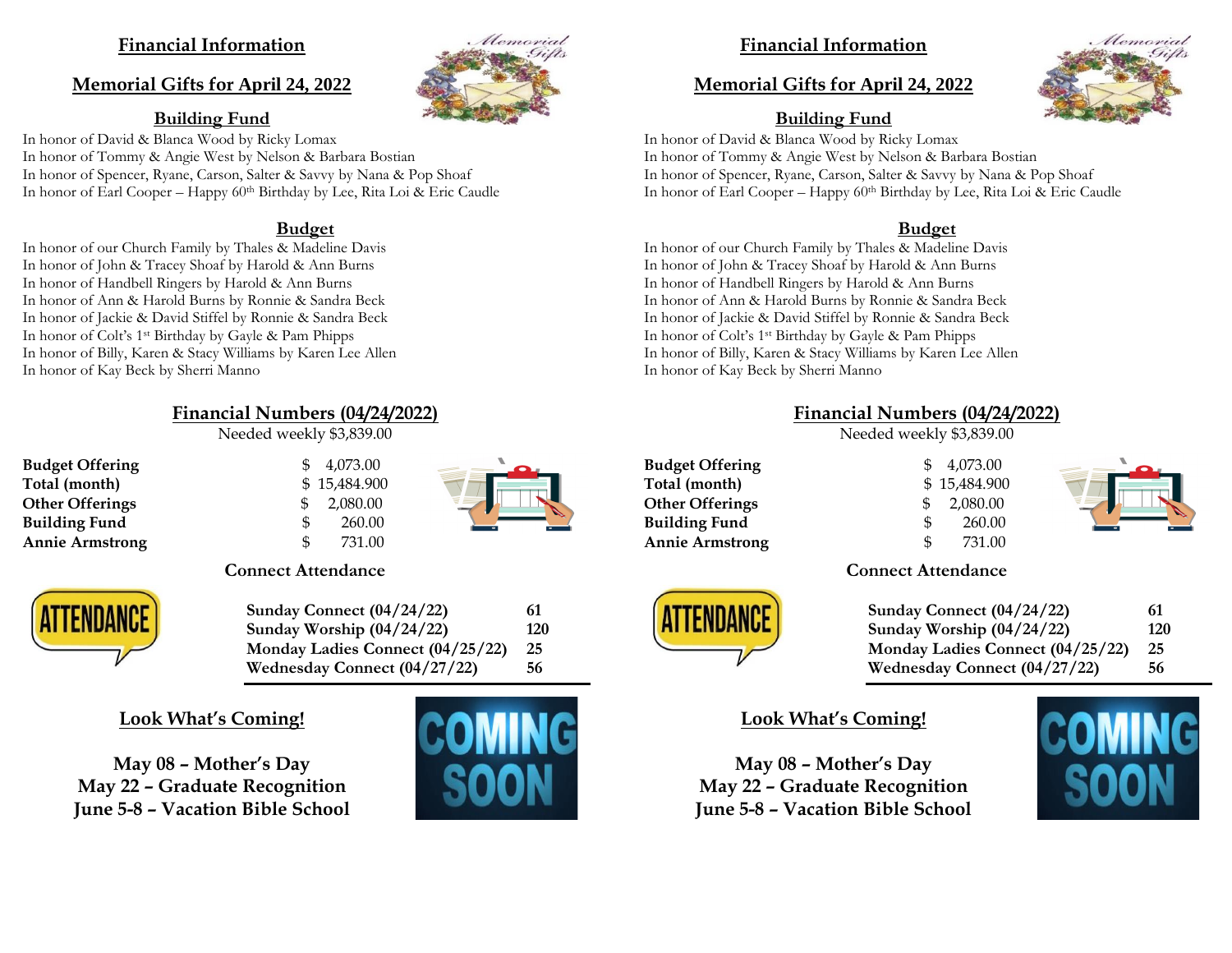## Financial Information

## Memorial Gifts for April 24, 2022

### Building Fund

In honor of David & Blanca Wood by Ricky Lomax
In honor of Tommy & Angie West by Nelson & Barbara Bostian
In honor of Spencer, Ryane, Carson, Salter & Savvy by Nana & Pop Shoaf
In honor of Earl Cooper – Happy 60th Birthday by Lee, Rita Loi & Eric Caudle

### Budget

In honor of our Church Family by Thales & Madeline Davis
In honor of John & Tracey Shoaf by Harold & Ann Burns
In honor of Handbell Ringers by Harold & Ann Burns
In honor of Ann & Harold Burns by Ronnie & Sandra Beck
In honor of Jackie & David Stiffel by Ronnie & Sandra Beck
In honor of Colt's 1st Birthday by Gayle & Pam Phipps
In honor of Billy, Karen & Stacy Williams by Karen Lee Allen
In honor of Kay Beck by Sherri Manno

## Financial Numbers (04/24/2022)

Needed weekly $3,839.00

| | |
|---|---|
| **Budget Offering** | $ 4,073.00 |
| **Total (month)** | $ 15,484.900 |
| **Other Offerings** | $ 2,080.00 |
| **Building Fund** | $ 260.00 |
| **Annie Armstrong** | $ 731.00 |

### Connect Attendance

| | |
|---|---|
| **Sunday Connect (04/24/22)** | **61** |
| **Sunday Worship (04/24/22)** | **120** |
| **Monday Ladies Connect (04/25/22)** | **25** |
| **Wednesday Connect (04/27/22)** | **56** |

## Look What's Coming!

**May 08 – Mother's Day**
**May 22 – Graduate Recognition**
**June 5-8 – Vacation Bible School**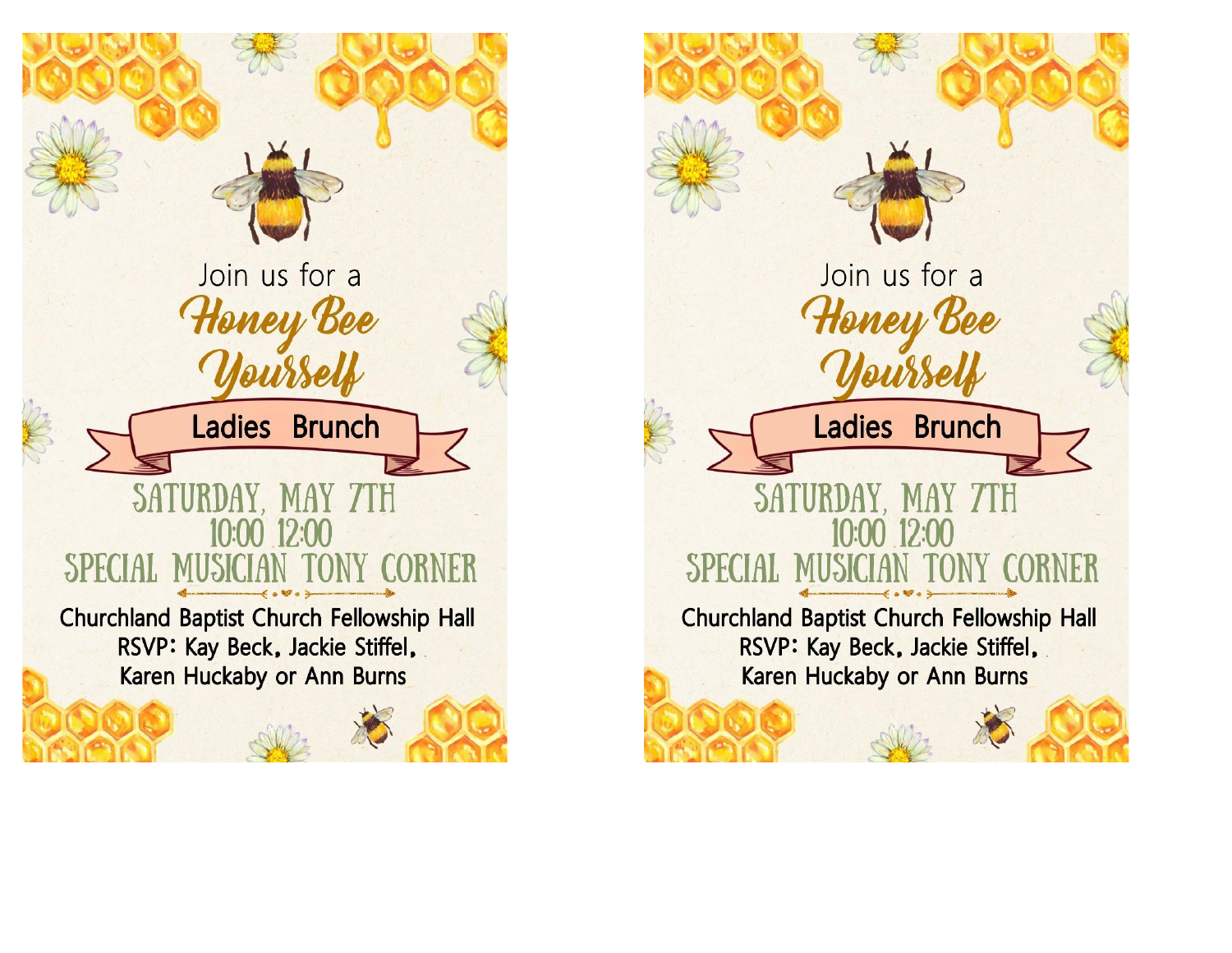Join us for a

# Honey Bee Yourself

## Ladies Brunch

SATURDAY, MAY 7TH

10:00 12:00

SPECIAL MUSICIAN TONY CORNER

Churchland Baptist Church Fellowship Hall

RSVP: Kay Beck, Jackie Stiffel,

Karen Huckaby or Ann Burns

Join us for a

# Honey Bee Yourself

## Ladies Brunch

SATURDAY, MAY 7TH

10:00 12:00

SPECIAL MUSICIAN TONY CORNER

Churchland Baptist Church Fellowship Hall

RSVP: Kay Beck, Jackie Stiffel,

Karen Huckaby or Ann Burns